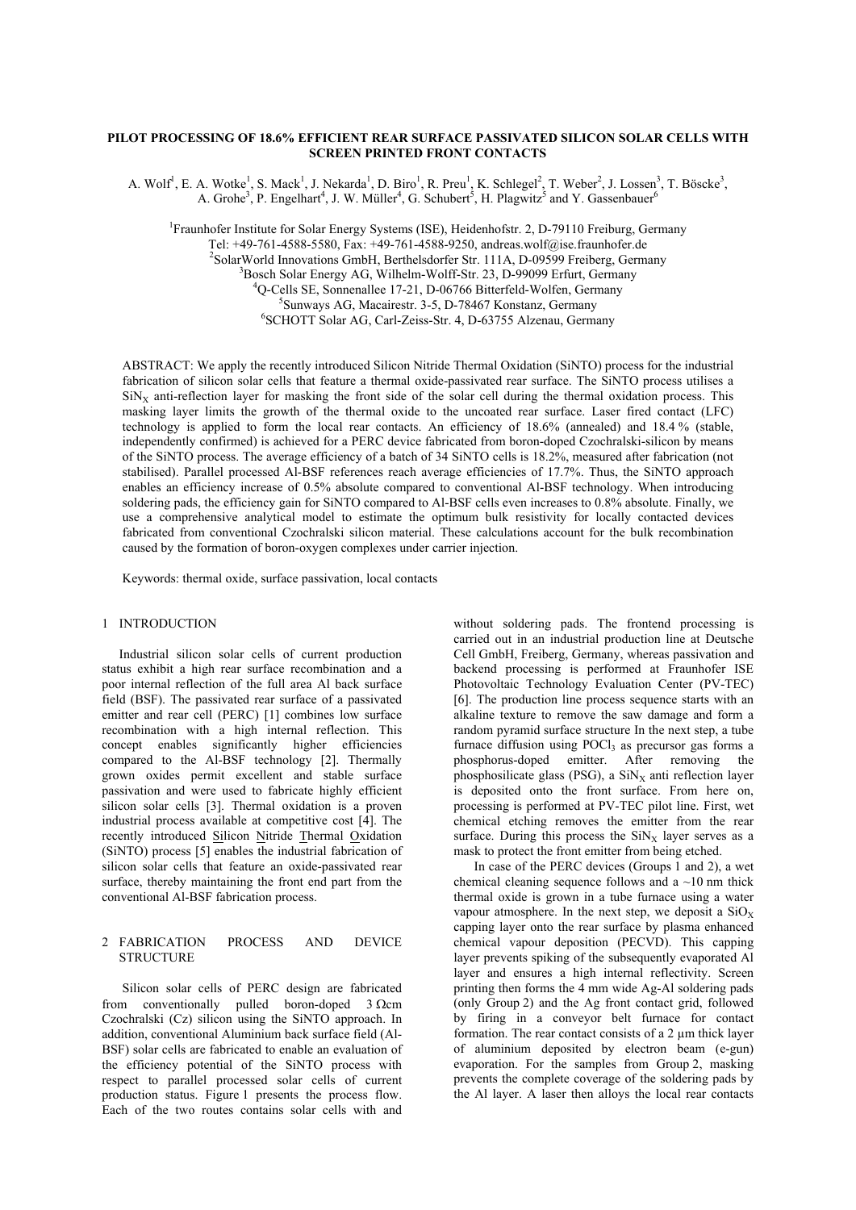# PILOT PROCESSING OF 18.6% EFFICIENT REAR SURFACE PASSIVATED SILICON SOLAR CELLS WITH SCREEN PRINTED FRONT CONTACTS

A. Wolf[1], E. A. Wotke[1], S. Mack[1], J. Nekarda[1], D. Biro[1], R. Preu[1], K. Schlegel[2], T. Weber[2], J. Lossen[3], T. Böscke[3], A. Grohe[3], P. Engelhart[4], J. W. Müller[4], G. Schubert[5], H. Plagwitz[5] and Y. Gassenbauer[6]

[1]Fraunhofer Institute for Solar Energy Systems (ISE), Heidenhofstr. 2, D-79110 Freiburg, Germany
Tel: +49-761-4588-5580, Fax: +49-761-4588-9250, andreas.wolf@ise.fraunhofer.de
[2]SolarWorld Innovations GmbH, Berthelsdorfer Str. 111A, D-09599 Freiberg, Germany
[3]Bosch Solar Energy AG, Wilhelm-Wolff-Str. 23, D-99099 Erfurt, Germany
[4]Q-Cells SE, Sonnenallee 17-21, D-06766 Bitterfeld-Wolfen, Germany
[5]Sunways AG, Macairestr. 3-5, D-78467 Konstanz, Germany
[6]SCHOTT Solar AG, Carl-Zeiss-Str. 4, D-63755 Alzenau, Germany

ABSTRACT: We apply the recently introduced Silicon Nitride Thermal Oxidation (SiNTO) process for the industrial fabrication of silicon solar cells that feature a thermal oxide-passivated rear surface. The SiNTO process utilises a $SiN_X$ anti-reflection layer for masking the front side of the solar cell during the thermal oxidation process. This masking layer limits the growth of the thermal oxide to the uncoated rear surface. Laser fired contact (LFC) technology is applied to form the local rear contacts. An efficiency of 18.6% (annealed) and 18.4 % (stable, independently confirmed) is achieved for a PERC device fabricated from boron-doped Czochralski-silicon by means of the SiNTO process. The average efficiency of a batch of 34 SiNTO cells is 18.2%, measured after fabrication (not stabilised). Parallel processed Al-BSF references reach average efficiencies of 17.7%. Thus, the SiNTO approach enables an efficiency increase of 0.5% absolute compared to conventional Al-BSF technology. When introducing soldering pads, the efficiency gain for SiNTO compared to Al-BSF cells even increases to 0.8% absolute. Finally, we use a comprehensive analytical model to estimate the optimum bulk resistivity for locally contacted devices fabricated from conventional Czochralski silicon material. These calculations account for the bulk recombination caused by the formation of boron-oxygen complexes under carrier injection.

Keywords: thermal oxide, surface passivation, local contacts

## 1 INTRODUCTION

Industrial silicon solar cells of current production status exhibit a high rear surface recombination and a poor internal reflection of the full area Al back surface field (BSF). The passivated rear surface of a passivated emitter and rear cell (PERC) [1] combines low surface recombination with a high internal reflection. This concept enables significantly higher efficiencies compared to the Al-BSF technology [2]. Thermally grown oxides permit excellent and stable surface passivation and were used to fabricate highly efficient silicon solar cells [3]. Thermal oxidation is a proven industrial process available at competitive cost [4]. The recently introduced Silicon Nitride Thermal Oxidation (SiNTO) process [5] enables the industrial fabrication of silicon solar cells that feature an oxide-passivated rear surface, thereby maintaining the front end part from the conventional Al-BSF fabrication process.

## 2 FABRICATION PROCESS AND DEVICE STRUCTURE

Silicon solar cells of PERC design are fabricated from conventionally pulled boron-doped 3 Ωcm Czochralski (Cz) silicon using the SiNTO approach. In addition, conventional Aluminium back surface field (Al-BSF) solar cells are fabricated to enable an evaluation of the efficiency potential of the SiNTO process with respect to parallel processed solar cells of current production status. Figure 1 presents the process flow. Each of the two routes contains solar cells with and without soldering pads. The frontend processing is carried out in an industrial production line at Deutsche Cell GmbH, Freiberg, Germany, whereas passivation and backend processing is performed at Fraunhofer ISE Photovoltaic Technology Evaluation Center (PV-TEC) [6]. The production line process sequence starts with an alkaline texture to remove the saw damage and form a random pyramid surface structure In the next step, a tube furnace diffusion using $POCl_3$ as precursor gas forms a phosphorus-doped emitter. After removing the phosphosilicate glass (PSG), a $SiN_X$ anti reflection layer is deposited onto the front surface. From here on, processing is performed at PV-TEC pilot line. First, wet chemical etching removes the emitter from the rear surface. During this process the $SiN_X$ layer serves as a mask to protect the front emitter from being etched.

In case of the PERC devices (Groups 1 and 2), a wet chemical cleaning sequence follows and a ~10 nm thick thermal oxide is grown in a tube furnace using a water vapour atmosphere. In the next step, we deposit a $SiO_X$ capping layer onto the rear surface by plasma enhanced chemical vapour deposition (PECVD). This capping layer prevents spiking of the subsequently evaporated Al layer and ensures a high internal reflectivity. Screen printing then forms the 4 mm wide Ag-Al soldering pads (only Group 2) and the Ag front contact grid, followed by firing in a conveyor belt furnace for contact formation. The rear contact consists of a 2 µm thick layer of aluminium deposited by electron beam (e-gun) evaporation. For the samples from Group 2, masking prevents the complete coverage of the soldering pads by the Al layer. A laser then alloys the local rear contacts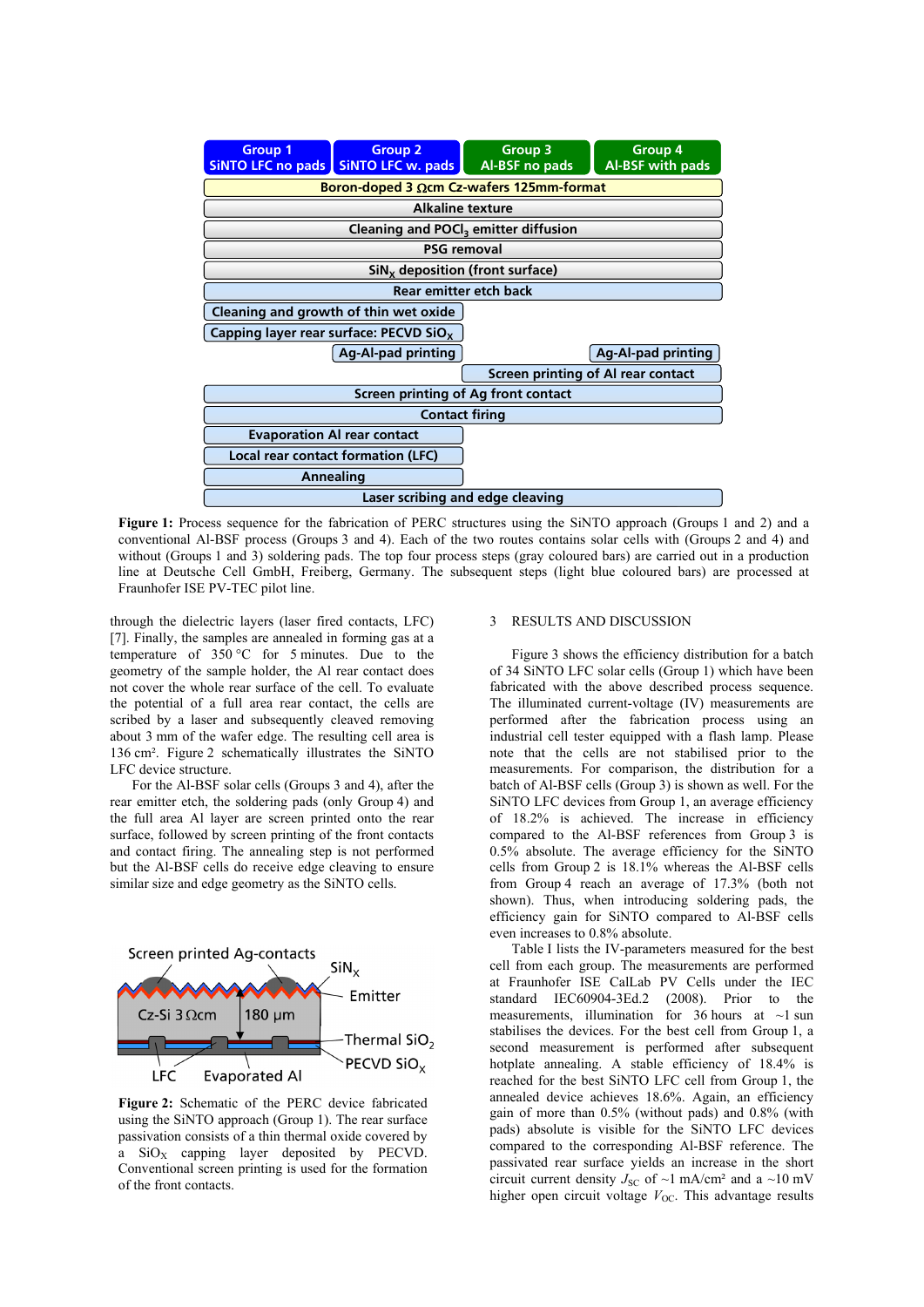**Figure 1:** Process sequence for the fabrication of PERC structures using the SiNTO approach (Groups 1 and 2) and a conventional Al-BSF process (Groups 3 and 4). Each of the two routes contains solar cells with (Groups 2 and 4) and without (Groups 1 and 3) soldering pads. The top four process steps (gray coloured bars) are carried out in a production line at Deutsche Cell GmbH, Freiberg, Germany. The subsequent steps (light blue coloured bars) are processed at Fraunhofer ISE PV-TEC pilot line.

through the dielectric layers (laser fired contacts, LFC) [7]. Finally, the samples are annealed in forming gas at a temperature of 350 °C for 5 minutes. Due to the geometry of the sample holder, the Al rear contact does not cover the whole rear surface of the cell. To evaluate the potential of a full area rear contact, the cells are scribed by a laser and subsequently cleaved removing about 3 mm of the wafer edge. The resulting cell area is 136 cm². Figure 2 schematically illustrates the SiNTO LFC device structure.

For the Al-BSF solar cells (Groups 3 and 4), after the rear emitter etch, the soldering pads (only Group 4) and the full area Al layer are screen printed onto the rear surface, followed by screen printing of the front contacts and contact firing. The annealing step is not performed but the Al-BSF cells do receive edge cleaving to ensure similar size and edge geometry as the SiNTO cells.

**Figure 2:** Schematic of the PERC device fabricated using the SiNTO approach (Group 1). The rear surface passivation consists of a thin thermal oxide covered by a $SiO_X$ capping layer deposited by PECVD. Conventional screen printing is used for the formation of the front contacts.

## 3 RESULTS AND DISCUSSION

Figure 3 shows the efficiency distribution for a batch of 34 SiNTO LFC solar cells (Group 1) which have been fabricated with the above described process sequence. The illuminated current-voltage (IV) measurements are performed after the fabrication process using an industrial cell tester equipped with a flash lamp. Please note that the cells are not stabilised prior to the measurements. For comparison, the distribution for a batch of Al-BSF cells (Group 3) is shown as well. For the SiNTO LFC devices from Group 1, an average efficiency of 18.2% is achieved. The increase in efficiency compared to the Al-BSF references from Group 3 is 0.5% absolute. The average efficiency for the SiNTO cells from Group 2 is 18.1% whereas the Al-BSF cells from Group 4 reach an average of 17.3% (both not shown). Thus, when introducing soldering pads, the efficiency gain for SiNTO compared to Al-BSF cells even increases to 0.8% absolute.

Table I lists the IV-parameters measured for the best cell from each group. The measurements are performed at Fraunhofer ISE CalLab PV Cells under the IEC standard IEC60904-3Ed.2 (2008). Prior to the measurements, illumination for 36 hours at ~1 sun stabilises the devices. For the best cell from Group 1, a second measurement is performed after subsequent hotplate annealing. A stable efficiency of 18.4% is reached for the best SiNTO LFC cell from Group 1, the annealed device achieves 18.6%. Again, an efficiency gain of more than 0.5% (without pads) and 0.8% (with pads) absolute is visible for the SiNTO LFC devices compared to the corresponding Al-BSF reference. The passivated rear surface yields an increase in the short circuit current density $J_{SC}$ of ~1 mA/cm² and a ~10 mV higher open circuit voltage $V_{OC}$. This advantage results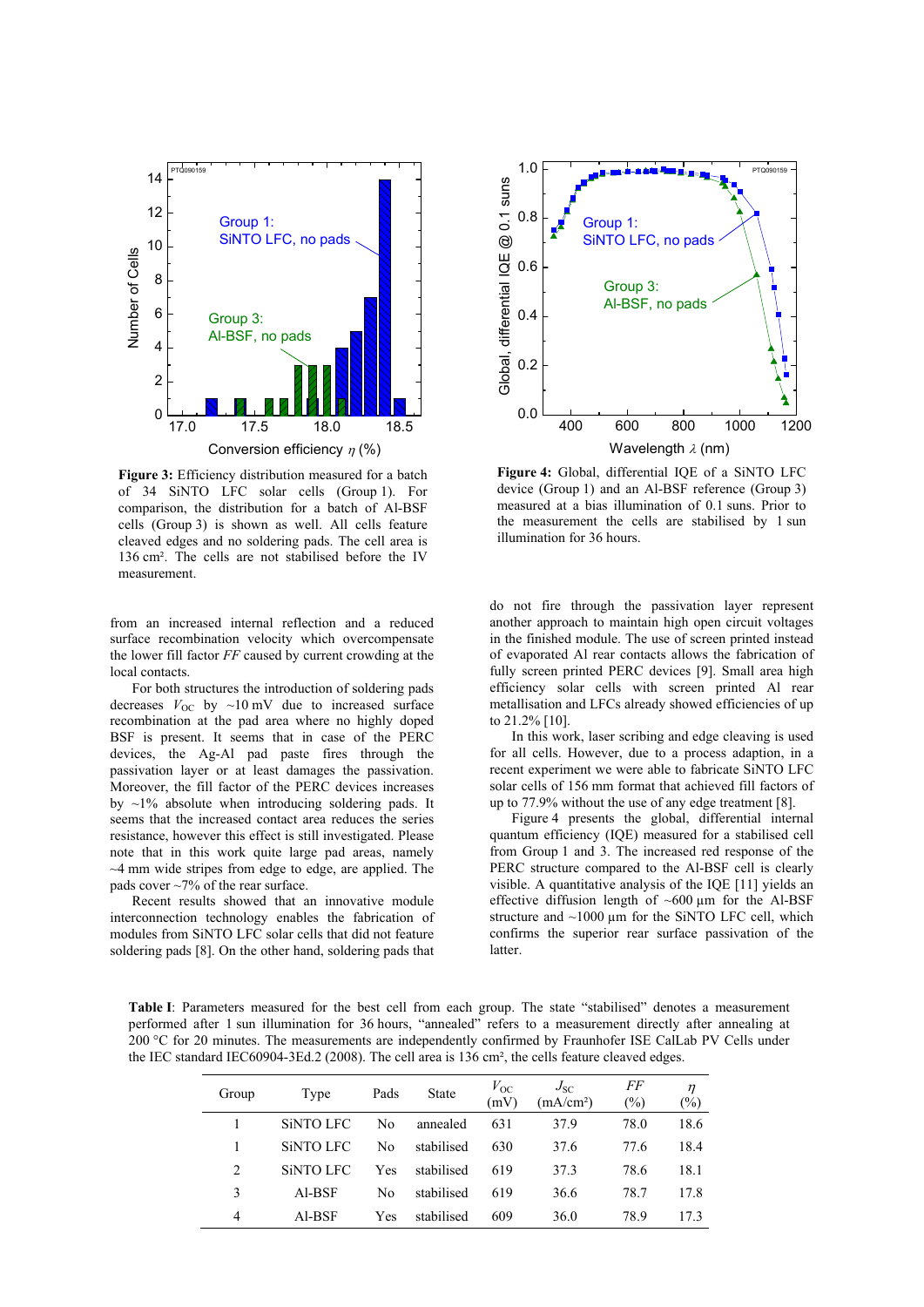**Figure 3:** Efficiency distribution measured for a batch of 34 SiNTO LFC solar cells (Group 1). For comparison, the distribution for a batch of Al-BSF cells (Group 3) is shown as well. All cells feature cleaved edges and no soldering pads. The cell area is 136 cm². The cells are not stabilised before the IV measurement.

**Figure 4:** Global, differential IQE of a SiNTO LFC device (Group 1) and an Al-BSF reference (Group 3) measured at a bias illumination of 0.1 suns. Prior to the measurement the cells are stabilised by 1 sun illumination for 36 hours.

from an increased internal reflection and a reduced surface recombination velocity which overcompensate the lower fill factor *FF* caused by current crowding at the local contacts.

For both structures the introduction of soldering pads decreases $V_{OC}$ by ~10 mV due to increased surface recombination at the pad area where no highly doped BSF is present. It seems that in case of the PERC devices, the Ag-Al pad paste fires through the passivation layer or at least damages the passivation. Moreover, the fill factor of the PERC devices increases by ~1% absolute when introducing soldering pads. It seems that the increased contact area reduces the series resistance, however this effect is still investigated. Please note that in this work quite large pad areas, namely ~4 mm wide stripes from edge to edge, are applied. The pads cover ~7% of the rear surface.

Recent results showed that an innovative module interconnection technology enables the fabrication of modules from SiNTO LFC solar cells that did not feature soldering pads [8]. On the other hand, soldering pads that do not fire through the passivation layer represent another approach to maintain high open circuit voltages in the finished module. The use of screen printed instead of evaporated Al rear contacts allows the fabrication of fully screen printed PERC devices [9]. Small area high efficiency solar cells with screen printed Al rear metallisation and LFCs already showed efficiencies of up to 21.2% [10].

In this work, laser scribing and edge cleaving is used for all cells. However, due to a process adaption, in a recent experiment we were able to fabricate SiNTO LFC solar cells of 156 mm format that achieved fill factors of up to 77.9% without the use of any edge treatment [8].

Figure 4 presents the global, differential internal quantum efficiency (IQE) measured for a stabilised cell from Group 1 and 3. The increased red response of the PERC structure compared to the Al-BSF cell is clearly visible. A quantitative analysis of the IQE [11] yields an effective diffusion length of ~600 µm for the Al-BSF structure and ~1000 µm for the SiNTO LFC cell, which confirms the superior rear surface passivation of the latter.

**Table I**: Parameters measured for the best cell from each group. The state "stabilised" denotes a measurement performed after 1 sun illumination for 36 hours, "annealed" refers to a measurement directly after annealing at 200 °C for 20 minutes. The measurements are independently confirmed by Fraunhofer ISE CalLab PV Cells under the IEC standard IEC60904-3Ed.2 (2008). The cell area is 136 cm², the cells feature cleaved edges.

| Group | Type | Pads | State | $V_{OC}$ (mV) | $J_{SC}$ (mA/cm²) | *FF* (%) | $\eta$ (%) |
|---|---|---|---|---|---|---|---|
| 1 | SiNTO LFC | No | annealed | 631 | 37.9 | 78.0 | 18.6 |
| 1 | SiNTO LFC | No | stabilised | 630 | 37.6 | 77.6 | 18.4 |
| 2 | SiNTO LFC | Yes | stabilised | 619 | 37.3 | 78.6 | 18.1 |
| 3 | Al-BSF | No | stabilised | 619 | 36.6 | 78.7 | 17.8 |
| 4 | Al-BSF | Yes | stabilised | 609 | 36.0 | 78.9 | 17.3 |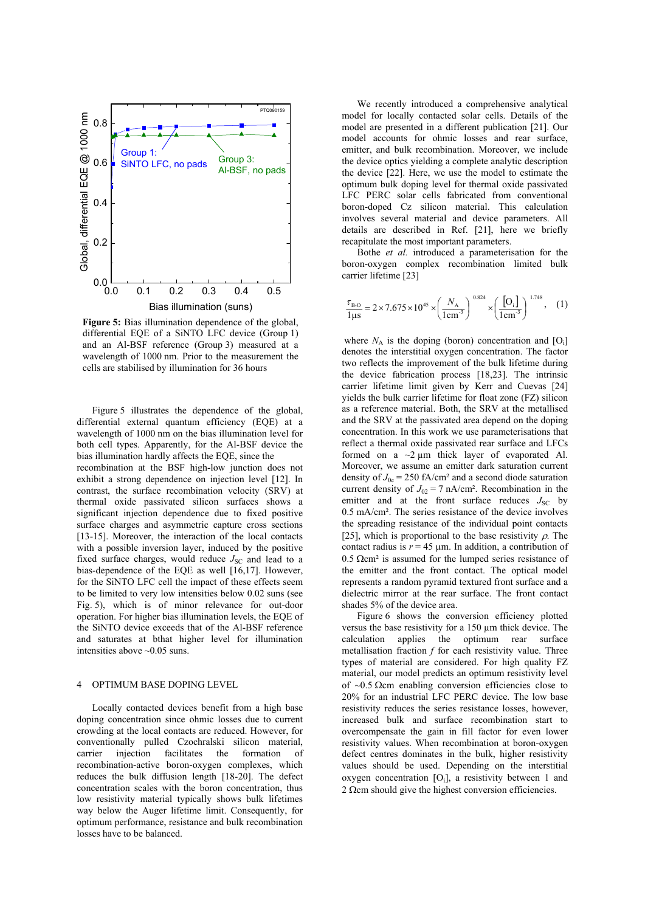**Figure 5:** Bias illumination dependence of the global, differential EQE of a SiNTO LFC device (Group 1) and an Al-BSF reference (Group 3) measured at a wavelength of 1000 nm. Prior to the measurement the cells are stabilised by illumination for 36 hours

Figure 5 illustrates the dependence of the global, differential external quantum efficiency (EQE) at a wavelength of 1000 nm on the bias illumination level for both cell types. Apparently, for the Al-BSF device the bias illumination hardly affects the EQE, since the recombination at the BSF high-low junction does not exhibit a strong dependence on injection level [12]. In contrast, the surface recombination velocity (SRV) at thermal oxide passivated silicon surfaces shows a significant injection dependence due to fixed positive surface charges and asymmetric capture cross sections [13-15]. Moreover, the interaction of the local contacts with a possible inversion layer, induced by the positive fixed surface charges, would reduce $J_{SC}$ and lead to a bias-dependence of the EQE as well [16,17]. However, for the SiNTO LFC cell the impact of these effects seem to be limited to very low intensities below 0.02 suns (see Fig. 5), which is of minor relevance for out-door operation. For higher bias illumination levels, the EQE of the SiNTO device exceeds that of the Al-BSF reference and saturates at bthat higher level for illumination intensities above ~0.05 suns.

## 4 OPTIMUM BASE DOPING LEVEL

Locally contacted devices benefit from a high base doping concentration since ohmic losses due to current crowding at the local contacts are reduced. However, for conventionally pulled Czochralski silicon material, carrier injection facilitates the formation of recombination-active boron-oxygen complexes, which reduces the bulk diffusion length [18-20]. The defect concentration scales with the boron concentration, thus low resistivity material typically shows bulk lifetimes way below the Auger lifetime limit. Consequently, for optimum performance, resistance and bulk recombination losses have to be balanced.

We recently introduced a comprehensive analytical model for locally contacted solar cells. Details of the model are presented in a different publication [21]. Our model accounts for ohmic losses and rear surface, emitter, and bulk recombination. Moreover, we include the device optics yielding a complete analytic description of the device [22]. Here, we use the model to estimate the optimum bulk doping level for thermal oxide passivated LFC PERC solar cells fabricated from conventional boron-doped Cz silicon material. This calculation involves several material and device parameters. All details are described in Ref. [21], here we briefly recapitulate the most important parameters.

Bothe *et al.* introduced a parameterisation for the boron-oxygen complex recombination limited bulk carrier lifetime [23]

$$\frac{\tau_{\text{B-O}}}{1\mu\text{s}} = 2 \times 7.675 \times 10^{45} \times \left(\frac{N_A}{1\text{cm}^{-3}}\right)^{0.824} \times \left(\frac{[\text{O}_i]}{1\text{cm}^{-3}}\right)^{1.748}, \quad (1)$$

where $N_A$ is the doping (boron) concentration and $[O_i]$ denotes the interstitial oxygen concentration. The factor two reflects the improvement of the bulk lifetime during the device fabrication process [18,23]. The intrinsic carrier lifetime limit given by Kerr and Cuevas [24] yields the bulk carrier lifetime for float zone (FZ) silicon as a reference material. Both, the SRV at the metallised and the SRV at the passivated area depend on the doping concentration. In this work we use parameterisations that reflect a thermal oxide passivated rear surface and LFCs formed on a ~2 µm thick layer of evaporated Al. Moreover, we assume an emitter dark saturation current density of $J_{0e}$ = 250 fA/cm² and a second diode saturation current density of $J_{02}$ = 7 nA/cm². Recombination in the emitter and at the front surface reduces $J_{SC}$ by 0.5 mA/cm². The series resistance of the device involves the spreading resistance of the individual point contacts [25], which is proportional to the base resistivity $\rho$. The contact radius is $r$ = 45 µm. In addition, a contribution of 0.5 Ωcm² is assumed for the lumped series resistance of the emitter and the front contact. The optical model represents a random pyramid textured front surface and a dielectric mirror at the rear surface. The front contact shades 5% of the device area.

Figure 6 shows the conversion efficiency plotted versus the base resistivity for a 150 µm thick device. The calculation applies the optimum rear surface metallisation fraction $f$ for each resistivity value. Three types of material are considered. For high quality FZ material, our model predicts an optimum resistivity level of ~0.5 Ωcm enabling conversion efficiencies close to 20% for an industrial LFC PERC device. The low base resistivity reduces the series resistance losses, however, increased bulk and surface recombination start to overcompensate the gain in fill factor for even lower resistivity values. When recombination at boron-oxygen defect centres dominates in the bulk, higher resistivity values should be used. Depending on the interstitial oxygen concentration $[O_i]$, a resistivity between 1 and 2 Ωcm should give the highest conversion efficiencies.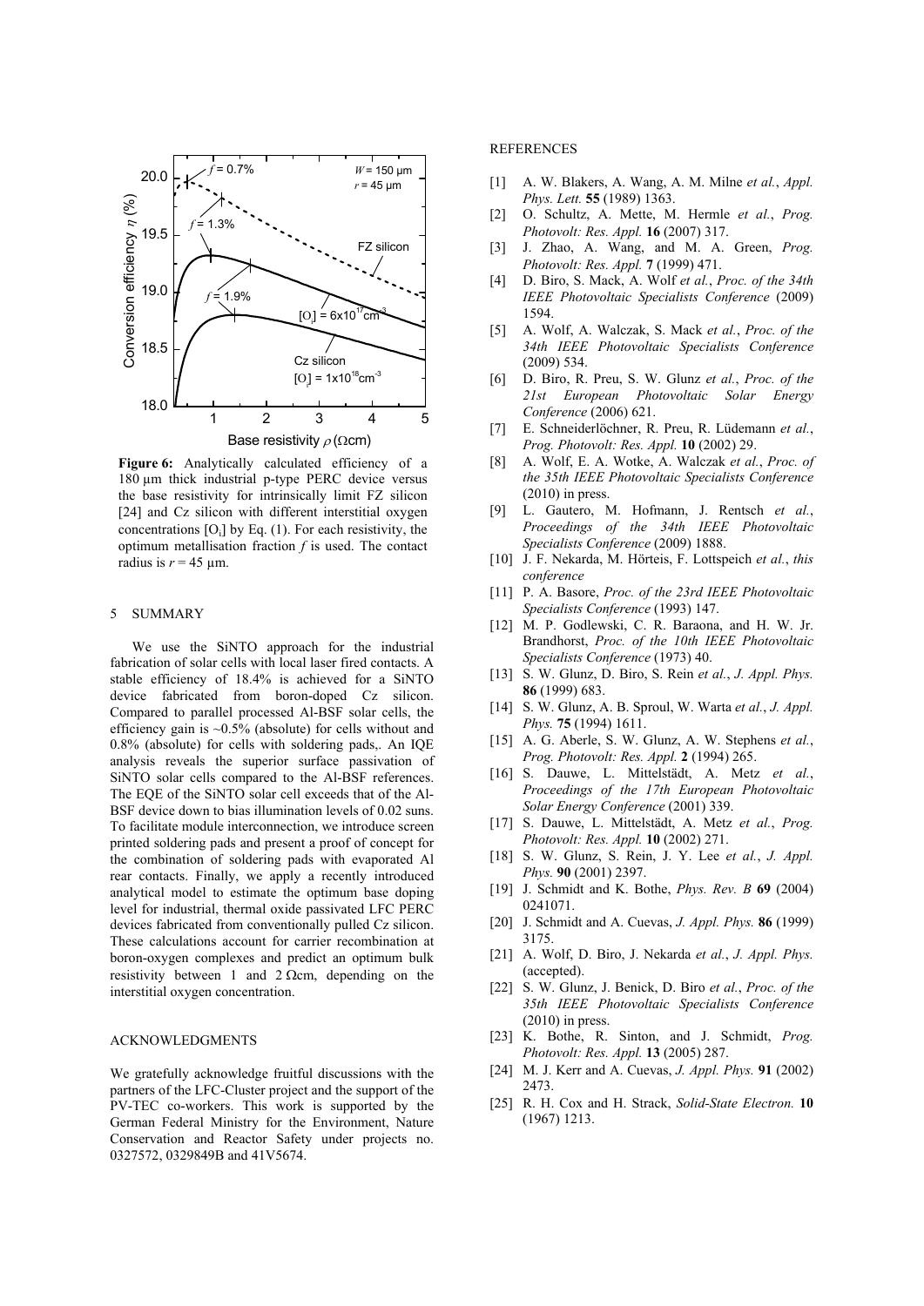20.0

19.5

19.0

18.5

18.0

Conversion efficiency $\eta$ (%)

1 2 3 4 5

Base resistivity $\rho$ ($\Omega$cm)

$f$ = 0.7%

$f$ = 1.3%

$f$ = 1.9%

$W$ = 150 µm
$r$ = 45 µm

FZ silicon

$[O_i] = 6\times10^{17}$cm$^{-3}$

Cz silicon
$[O_i] = 1\times10^{18}$cm$^{-3}$

**Figure 6:** Analytically calculated efficiency of a 180 µm thick industrial p-type PERC device versus the base resistivity for intrinsically limit FZ silicon [24] and Cz silicon with different interstitial oxygen concentrations $[O_i]$ by Eq. (1). For each resistivity, the optimum metallisation fraction $f$ is used. The contact radius is $r = 45$ µm.

## 5 SUMMARY

We use the SiNTO approach for the industrial fabrication of solar cells with local laser fired contacts. A stable efficiency of 18.4% is achieved for a SiNTO device fabricated from boron-doped Cz silicon. Compared to parallel processed Al-BSF solar cells, the efficiency gain is ~0.5% (absolute) for cells without and 0.8% (absolute) for cells with soldering pads,. An IQE analysis reveals the superior surface passivation of SiNTO solar cells compared to the Al-BSF references. The EQE of the SiNTO solar cell exceeds that of the Al-BSF device down to bias illumination levels of 0.02 suns. To facilitate module interconnection, we introduce screen printed soldering pads and present a proof of concept for the combination of soldering pads with evaporated Al rear contacts. Finally, we apply a recently introduced analytical model to estimate the optimum base doping level for industrial, thermal oxide passivated LFC PERC devices fabricated from conventionally pulled Cz silicon. These calculations account for carrier recombination at boron-oxygen complexes and predict an optimum bulk resistivity between 1 and 2 $\Omega$cm, depending on the interstitial oxygen concentration.

## ACKNOWLEDGMENTS

We gratefully acknowledge fruitful discussions with the partners of the LFC-Cluster project and the support of the PV-TEC co-workers. This work is supported by the German Federal Ministry for the Environment, Nature Conservation and Reactor Safety under projects no. 0327572, 0329849B and 41V5674.

## REFERENCES

[1] A. W. Blakers, A. Wang, A. M. Milne *et al.*, *Appl. Phys. Lett.* **55** (1989) 1363.

[2] O. Schultz, A. Mette, M. Hermle *et al.*, *Prog. Photovolt: Res. Appl.* **16** (2007) 317.

[3] J. Zhao, A. Wang, and M. A. Green, *Prog. Photovolt: Res. Appl.* **7** (1999) 471.

[4] D. Biro, S. Mack, A. Wolf *et al.*, *Proc. of the 34th IEEE Photovoltaic Specialists Conference* (2009) 1594.

[5] A. Wolf, A. Walczak, S. Mack *et al.*, *Proc. of the 34th IEEE Photovoltaic Specialists Conference* (2009) 534.

[6] D. Biro, R. Preu, S. W. Glunz *et al.*, *Proc. of the 21st European Photovoltaic Solar Energy Conference* (2006) 621.

[7] E. Schneiderlöchner, R. Preu, R. Lüdemann *et al.*, *Prog. Photovolt: Res. Appl.* **10** (2002) 29.

[8] A. Wolf, E. A. Wotke, A. Walczak *et al.*, *Proc. of the 35th IEEE Photovoltaic Specialists Conference* (2010) in press.

[9] L. Gautero, M. Hofmann, J. Rentsch *et al.*, *Proceedings of the 34th IEEE Photovoltaic Specialists Conference* (2009) 1888.

[10] J. F. Nekarda, M. Hörteis, F. Lottspeich *et al.*, *this conference*

[11] P. A. Basore, *Proc. of the 23rd IEEE Photovoltaic Specialists Conference* (1993) 147.

[12] M. P. Godlewski, C. R. Baraona, and H. W. Jr. Brandhorst, *Proc. of the 10th IEEE Photovoltaic Specialists Conference* (1973) 40.

[13] S. W. Glunz, D. Biro, S. Rein *et al.*, *J. Appl. Phys.* **86** (1999) 683.

[14] S. W. Glunz, A. B. Sproul, W. Warta *et al.*, *J. Appl. Phys.* **75** (1994) 1611.

[15] A. G. Aberle, S. W. Glunz, A. W. Stephens *et al.*, *Prog. Photovolt: Res. Appl.* **2** (1994) 265.

[16] S. Dauwe, L. Mittelstädt, A. Metz *et al.*, *Proceedings of the 17th European Photovoltaic Solar Energy Conference* (2001) 339.

[17] S. Dauwe, L. Mittelstädt, A. Metz *et al.*, *Prog. Photovolt: Res. Appl.* **10** (2002) 271.

[18] S. W. Glunz, S. Rein, J. Y. Lee *et al.*, *J. Appl. Phys.* **90** (2001) 2397.

[19] J. Schmidt and K. Bothe, *Phys. Rev. B* **69** (2004) 0241071.

[20] J. Schmidt and A. Cuevas, *J. Appl. Phys.* **86** (1999) 3175.

[21] A. Wolf, D. Biro, J. Nekarda *et al.*, *J. Appl. Phys.* (accepted).

[22] S. W. Glunz, J. Benick, D. Biro *et al.*, *Proc. of the 35th IEEE Photovoltaic Specialists Conference* (2010) in press.

[23] K. Bothe, R. Sinton, and J. Schmidt, *Prog. Photovolt: Res. Appl.* **13** (2005) 287.

[24] M. J. Kerr and A. Cuevas, *J. Appl. Phys.* **91** (2002) 2473.

[25] R. H. Cox and H. Strack, *Solid-State Electron.* **10** (1967) 1213.